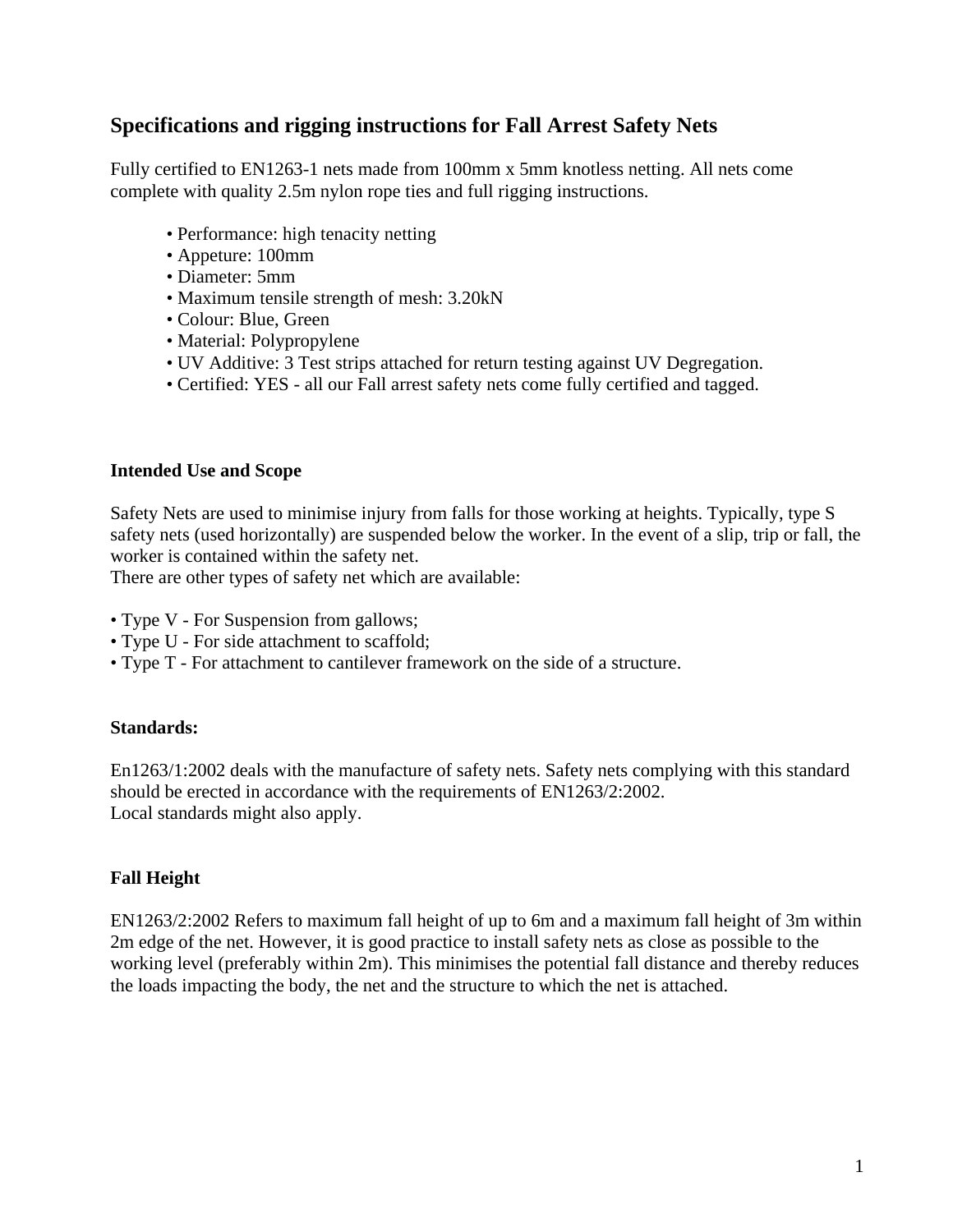## Specifications and rigging instructions for Fall Arrest Safety Nets

Fully certified to EN1263-1 nets made from 100mm x 5mm knotless netting. All nets come complete with quality 2.5m nylon rope ties and full rigging instructions.

- Performance: high tenacity netting
- Appeture: 100mm
- Diameter: 5mm
- Maximum tensile strength of mesh: 3.20kN
- Colour: Blue, Green
- Material: Polypropylene
- UV Additive: 3 Test strips attached for return testing against UV Degregation.
- Certified: YES - all our Fall arrest safety nets come fully certified and tagged.

### Intended Use and Scope

Safety Nets are used to minimise injury from falls for those working at heights. Typically, type S safety nets (used horizontally) are suspended below the worker. In the event of a slip, trip or fall, the worker is contained within the safety net.
There are other types of safety net which are available:

- Type V - For Suspension from gallows;
- Type U - For side attachment to scaffold;
- Type T - For attachment to cantilever framework on the side of a structure.

### Standards:

En1263/1:2002 deals with the manufacture of safety nets. Safety nets complying with this standard should be erected in accordance with the requirements of EN1263/2:2002.
Local standards might also apply.

### Fall Height

EN1263/2:2002 Refers to maximum fall height of up to 6m and a maximum fall height of 3m within 2m edge of the net. However, it is good practice to install safety nets as close as possible to the working level (preferably within 2m). This minimises the potential fall distance and thereby reduces the loads impacting the body, the net and the structure to which the net is attached.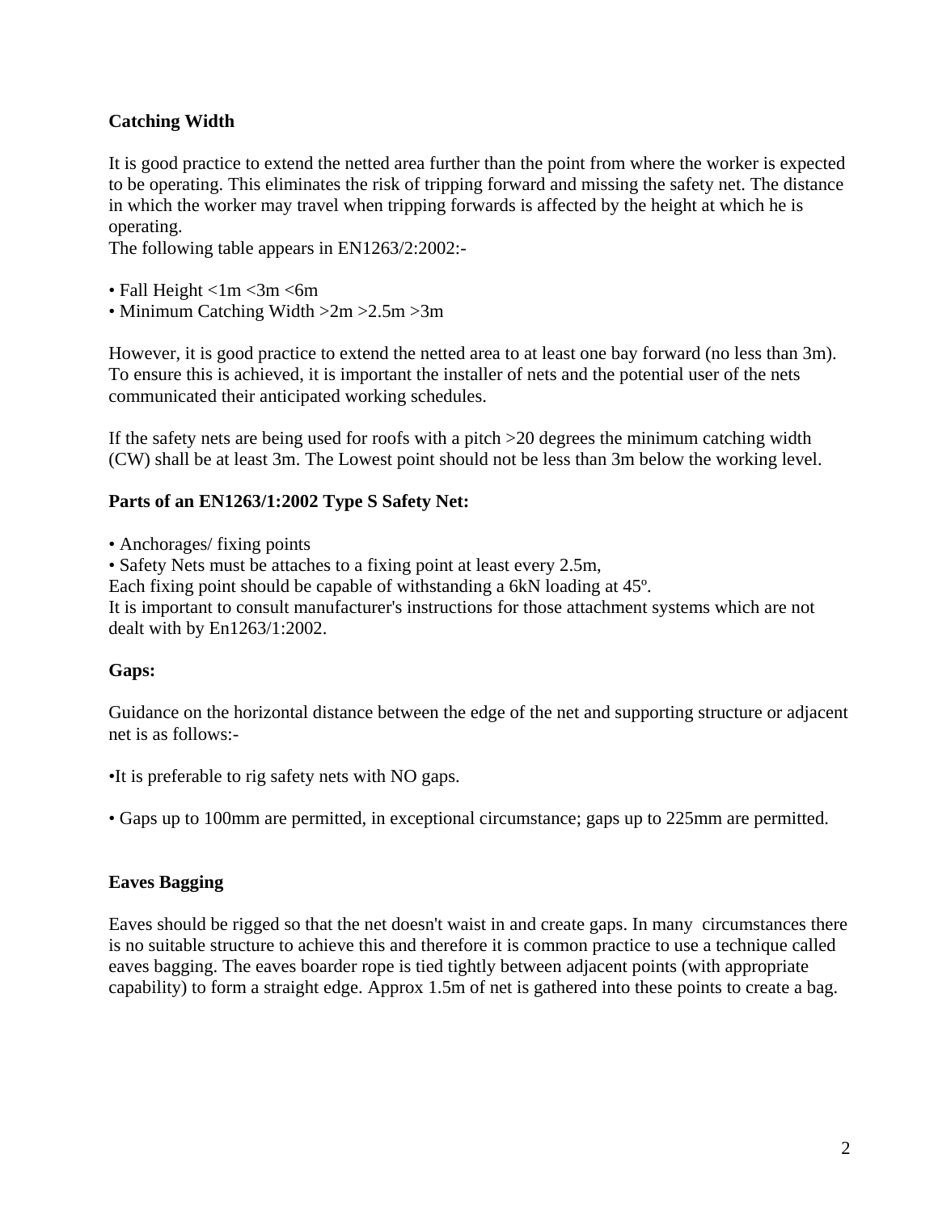**Catching Width**

It is good practice to extend the netted area further than the point from where the worker is expected to be operating. This eliminates the risk of tripping forward and missing the safety net. The distance in which the worker may travel when tripping forwards is affected by the height at which he is operating.
The following table appears in EN1263/2:2002:-

- Fall Height <1m <3m <6m
- Minimum Catching Width >2m >2.5m >3m

However, it is good practice to extend the netted area to at least one bay forward (no less than 3m). To ensure this is achieved, it is important the installer of nets and the potential user of the nets communicated their anticipated working schedules.

If the safety nets are being used for roofs with a pitch >20 degrees the minimum catching width (CW) shall be at least 3m. The Lowest point should not be less than 3m below the working level.

**Parts of an EN1263/1:2002 Type S Safety Net:**

- Anchorages/ fixing points
- Safety Nets must be attaches to a fixing point at least every 2.5m,

Each fixing point should be capable of withstanding a 6kN loading at 45º.
It is important to consult manufacturer's instructions for those attachment systems which are not dealt with by En1263/1:2002.

**Gaps:**

Guidance on the horizontal distance between the edge of the net and supporting structure or adjacent net is as follows:-

- It is preferable to rig safety nets with NO gaps.

- Gaps up to 100mm are permitted, in exceptional circumstance; gaps up to 225mm are permitted.

**Eaves Bagging**

Eaves should be rigged so that the net doesn't waist in and create gaps. In many circumstances there is no suitable structure to achieve this and therefore it is common practice to use a technique called eaves bagging. The eaves boarder rope is tied tightly between adjacent points (with appropriate capability) to form a straight edge. Approx 1.5m of net is gathered into these points to create a bag.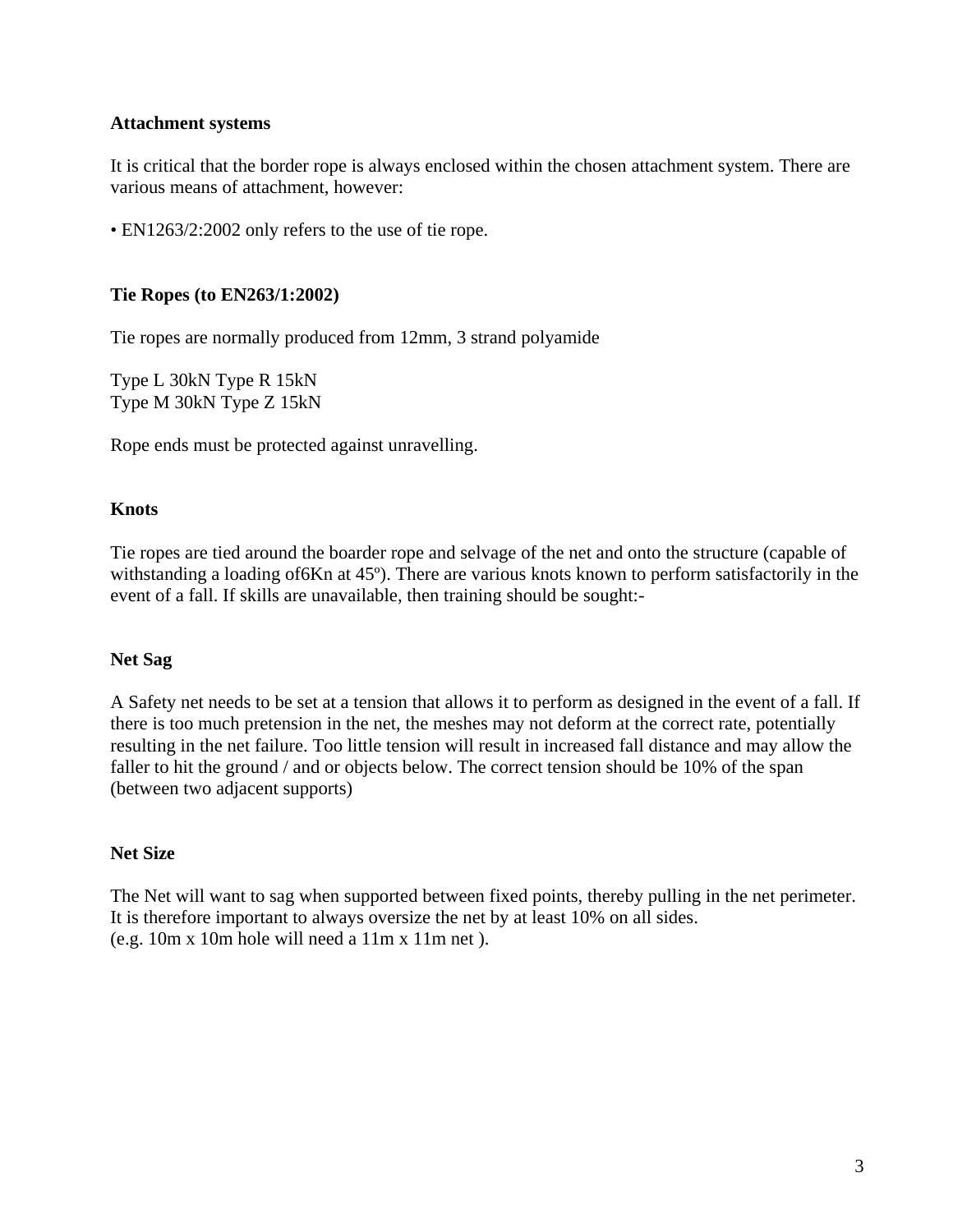**Attachment systems**

It is critical that the border rope is always enclosed within the chosen attachment system. There are various means of attachment, however:

• EN1263/2:2002 only refers to the use of tie rope.

**Tie Ropes (to EN263/1:2002)**

Tie ropes are normally produced from 12mm, 3 strand polyamide

Type L 30kN Type R 15kN
Type M 30kN Type Z 15kN

Rope ends must be protected against unravelling.

**Knots**

Tie ropes are tied around the boarder rope and selvage of the net and onto the structure (capable of withstanding a loading of6Kn at 45º). There are various knots known to perform satisfactorily in the event of a fall. If skills are unavailable, then training should be sought:-

**Net Sag**

A Safety net needs to be set at a tension that allows it to perform as designed in the event of a fall. If there is too much pretension in the net, the meshes may not deform at the correct rate, potentially resulting in the net failure. Too little tension will result in increased fall distance and may allow the faller to hit the ground / and or objects below. The correct tension should be 10% of the span (between two adjacent supports)

**Net Size**

The Net will want to sag when supported between fixed points, thereby pulling in the net perimeter. It is therefore important to always oversize the net by at least 10% on all sides.
(e.g. 10m x 10m hole will need a 11m x 11m net ).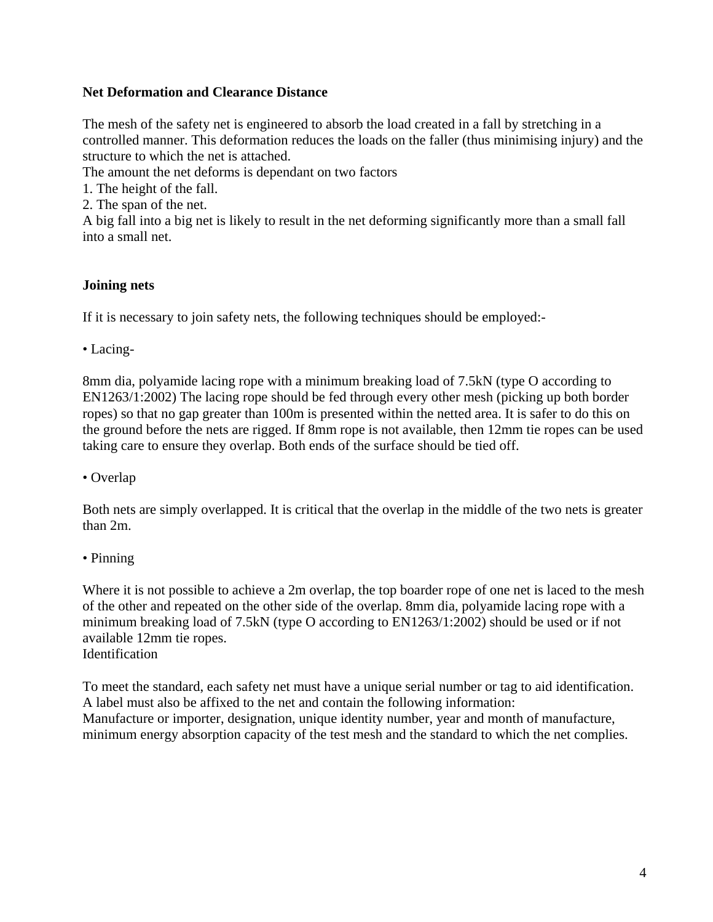**Net Deformation and Clearance Distance**

The mesh of the safety net is engineered to absorb the load created in a fall by stretching in a controlled manner. This deformation reduces the loads on the faller (thus minimising injury) and the structure to which the net is attached.
The amount the net deforms is dependant on two factors
1. The height of the fall.
2. The span of the net.
A big fall into a big net is likely to result in the net deforming significantly more than a small fall into a small net.

**Joining nets**

If it is necessary to join safety nets, the following techniques should be employed:-

• Lacing-

8mm dia, polyamide lacing rope with a minimum breaking load of 7.5kN (type O according to EN1263/1:2002) The lacing rope should be fed through every other mesh (picking up both border ropes) so that no gap greater than 100m is presented within the netted area. It is safer to do this on the ground before the nets are rigged. If 8mm rope is not available, then 12mm tie ropes can be used taking care to ensure they overlap. Both ends of the surface should be tied off.

• Overlap

Both nets are simply overlapped. It is critical that the overlap in the middle of the two nets is greater than 2m.

• Pinning

Where it is not possible to achieve a 2m overlap, the top boarder rope of one net is laced to the mesh of the other and repeated on the other side of the overlap. 8mm dia, polyamide lacing rope with a minimum breaking load of 7.5kN (type O according to EN1263/1:2002) should be used or if not available 12mm tie ropes.
Identification

To meet the standard, each safety net must have a unique serial number or tag to aid identification. A label must also be affixed to the net and contain the following information:
Manufacture or importer, designation, unique identity number, year and month of manufacture, minimum energy absorption capacity of the test mesh and the standard to which the net complies.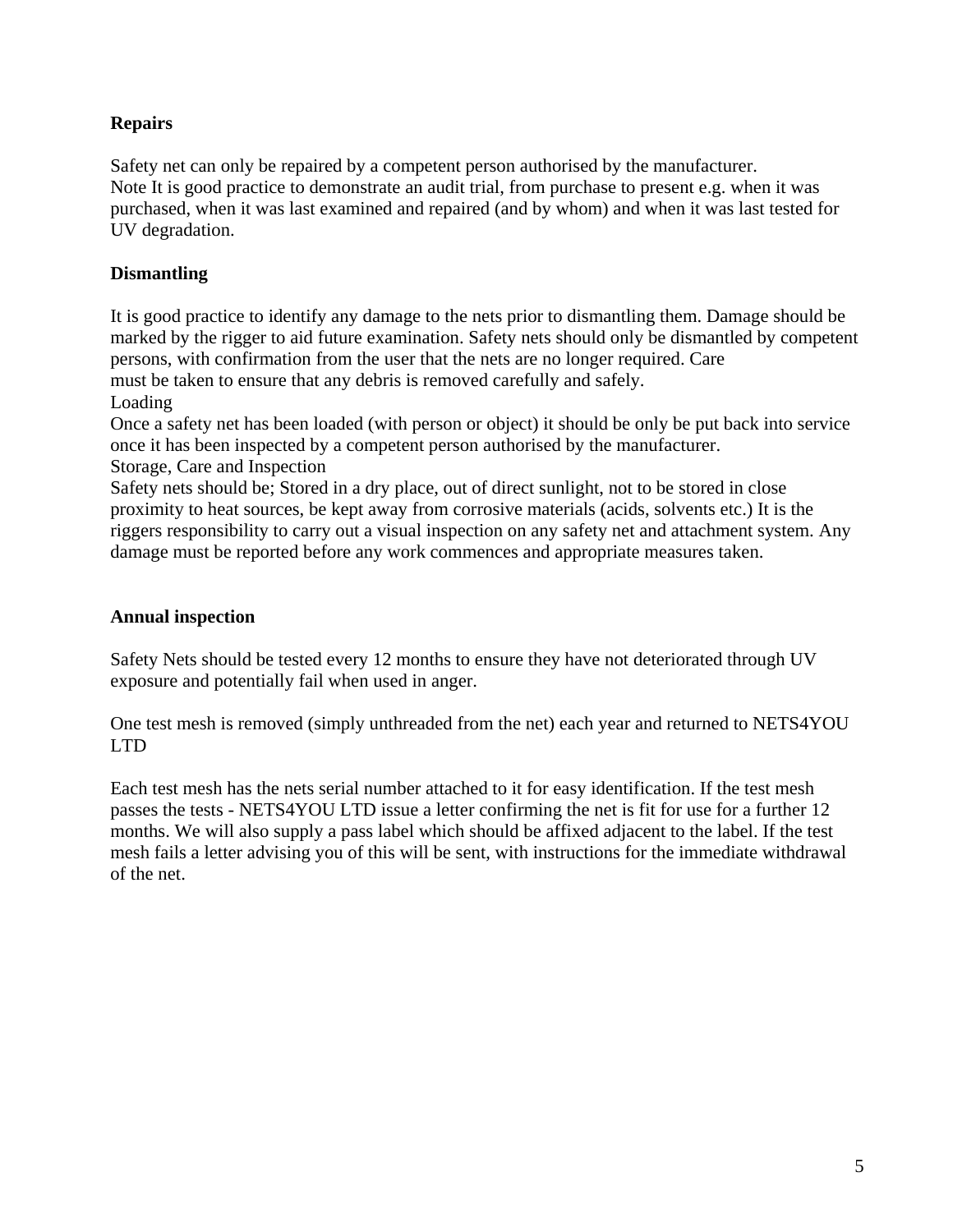**Repairs**

Safety net can only be repaired by a competent person authorised by the manufacturer.
Note It is good practice to demonstrate an audit trial, from purchase to present e.g. when it was purchased, when it was last examined and repaired (and by whom) and when it was last tested for UV degradation.

**Dismantling**

It is good practice to identify any damage to the nets prior to dismantling them. Damage should be marked by the rigger to aid future examination. Safety nets should only be dismantled by competent persons, with confirmation from the user that the nets are no longer required. Care must be taken to ensure that any debris is removed carefully and safely.
Loading
Once a safety net has been loaded (with person or object) it should be only be put back into service once it has been inspected by a competent person authorised by the manufacturer.
Storage, Care and Inspection
Safety nets should be; Stored in a dry place, out of direct sunlight, not to be stored in close proximity to heat sources, be kept away from corrosive materials (acids, solvents etc.) It is the riggers responsibility to carry out a visual inspection on any safety net and attachment system. Any damage must be reported before any work commences and appropriate measures taken.

**Annual inspection**

Safety Nets should be tested every 12 months to ensure they have not deteriorated through UV exposure and potentially fail when used in anger.

One test mesh is removed (simply unthreaded from the net) each year and returned to NETS4YOU LTD

Each test mesh has the nets serial number attached to it for easy identification. If the test mesh passes the tests - NETS4YOU LTD issue a letter confirming the net is fit for use for a further 12 months. We will also supply a pass label which should be affixed adjacent to the label. If the test mesh fails a letter advising you of this will be sent, with instructions for the immediate withdrawal of the net.